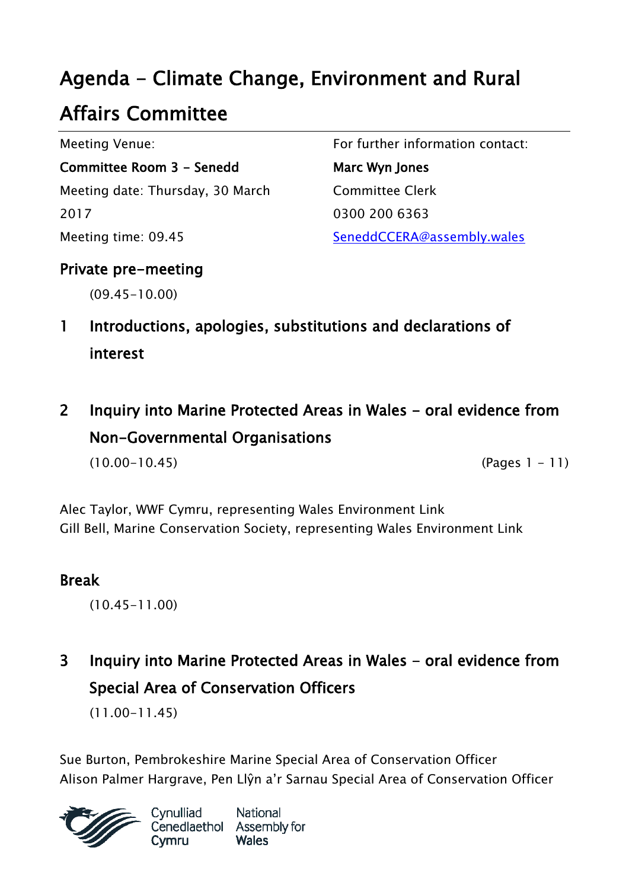# Agenda - Climate Change, Environment and Rural Affairs Committee

Meeting Venue:

**Committee Room 3 - Senedd**

Meeting date: Thursday, 30 March 2017

Meeting time: 09.45

For further information contact:

**Marc Wyn Jones**

Committee Clerk

0300 200 6363

SeneddCCERA@assembly.wales

## Private pre-meeting

(09.45-10.00)

## 1 Introductions, apologies, substitutions and declarations of interest

## 2 Inquiry into Marine Protected Areas in Wales - oral evidence from Non-Governmental Organisations

(10.00-10.45) (Pages 1 - 11)

Alec Taylor, WWF Cymru, representing Wales Environment Link
Gill Bell, Marine Conservation Society, representing Wales Environment Link

## Break

(10.45-11.00)

## 3 Inquiry into Marine Protected Areas in Wales - oral evidence from Special Area of Conservation Officers

(11.00-11.45)

Sue Burton, Pembrokeshire Marine Special Area of Conservation Officer
Alison Palmer Hargrave, Pen Llŷn a'r Sarnau Special Area of Conservation Officer

Cynulliad Cenedlaethol Cymru
National Assembly for Wales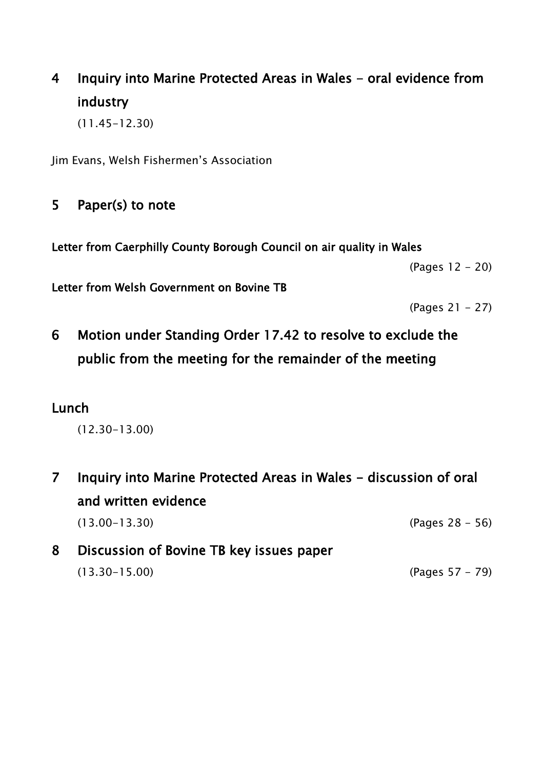## 4 Inquiry into Marine Protected Areas in Wales - oral evidence from industry

(11.45-12.30)

Jim Evans, Welsh Fishermen's Association

## 5 Paper(s) to note

**Letter from Caerphilly County Borough Council on air quality in Wales**

(Pages 12 - 20)

**Letter from Welsh Government on Bovine TB**

(Pages 21 - 27)

## 6 Motion under Standing Order 17.42 to resolve to exclude the public from the meeting for the remainder of the meeting

## Lunch

(12.30-13.00)

## 7 Inquiry into Marine Protected Areas in Wales - discussion of oral and written evidence

(13.00-13.30) (Pages 28 - 56)

## 8 Discussion of Bovine TB key issues paper

(13.30-15.00) (Pages 57 - 79)